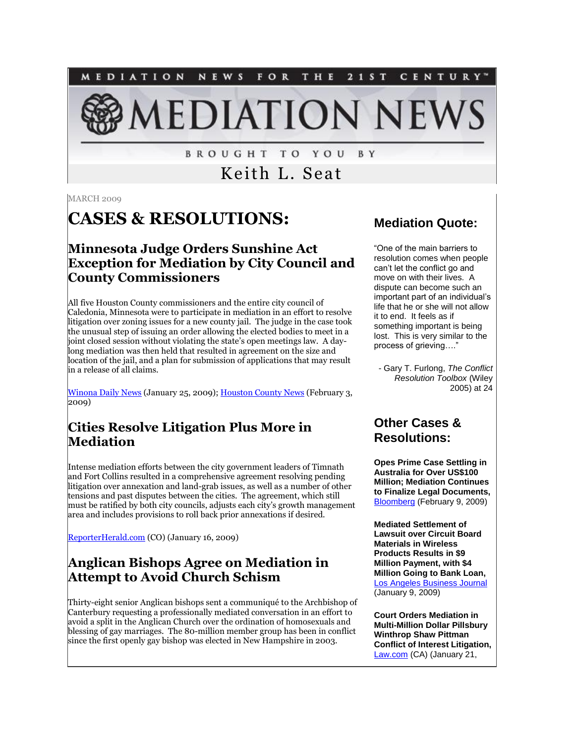MEDIATION NEWS FOR THE 21ST CENTURY™

# MEDIATION NEWS

BROUGHT TO YOU BY

Keith L. Seat

MARCH 2009

# CASES & RESOLUTIONS:

## Minnesota Judge Orders Sunshine Act Exception for Mediation by City Council and County Commissioners

All five Houston County commissioners and the entire city council of Caledonia, Minnesota were to participate in mediation in an effort to resolve litigation over zoning issues for a new county jail. The judge in the case took the unusual step of issuing an order allowing the elected bodies to meet in a joint closed session without violating the state's open meetings law. A day-long mediation was then held that resulted in agreement on the size and location of the jail, and a plan for submission of applications that may result in a release of all claims.

Winona Daily News (January 25, 2009); Houston County News (February 3, 2009)

## Cities Resolve Litigation Plus More in Mediation

Intense mediation efforts between the city government leaders of Timnath and Fort Collins resulted in a comprehensive agreement resolving pending litigation over annexation and land-grab issues, as well as a number of other tensions and past disputes between the cities. The agreement, which still must be ratified by both city councils, adjusts each city's growth management area and includes provisions to roll back prior annexations if desired.

ReporterHerald.com (CO) (January 16, 2009)

## Anglican Bishops Agree on Mediation in Attempt to Avoid Church Schism

Thirty-eight senior Anglican bishops sent a communiqué to the Archbishop of Canterbury requesting a professionally mediated conversation in an effort to avoid a split in the Anglican Church over the ordination of homosexuals and blessing of gay marriages. The 80-million member group has been in conflict since the first openly gay bishop was elected in New Hampshire in 2003.

## Mediation Quote:

"One of the main barriers to resolution comes when people can't let the conflict go and move on with their lives. A dispute can become such an important part of an individual's life that he or she will not allow it to end. It feels as if something important is being lost. This is very similar to the process of grieving…."

- Gary T. Furlong, *The Conflict Resolution Toolbox* (Wiley 2005) at 24

## Other Cases & Resolutions:

**Opes Prime Case Settling in Australia for Over US$100 Million; Mediation Continues to Finalize Legal Documents,** Bloomberg (February 9, 2009)

**Mediated Settlement of Lawsuit over Circuit Board Materials in Wireless Products Results in $9 Million Payment, with $4 Million Going to Bank Loan,** Los Angeles Business Journal (January 9, 2009)

**Court Orders Mediation in Multi-Million Dollar Pillsbury Winthrop Shaw Pittman Conflict of Interest Litigation,** Law.com (CA) (January 21,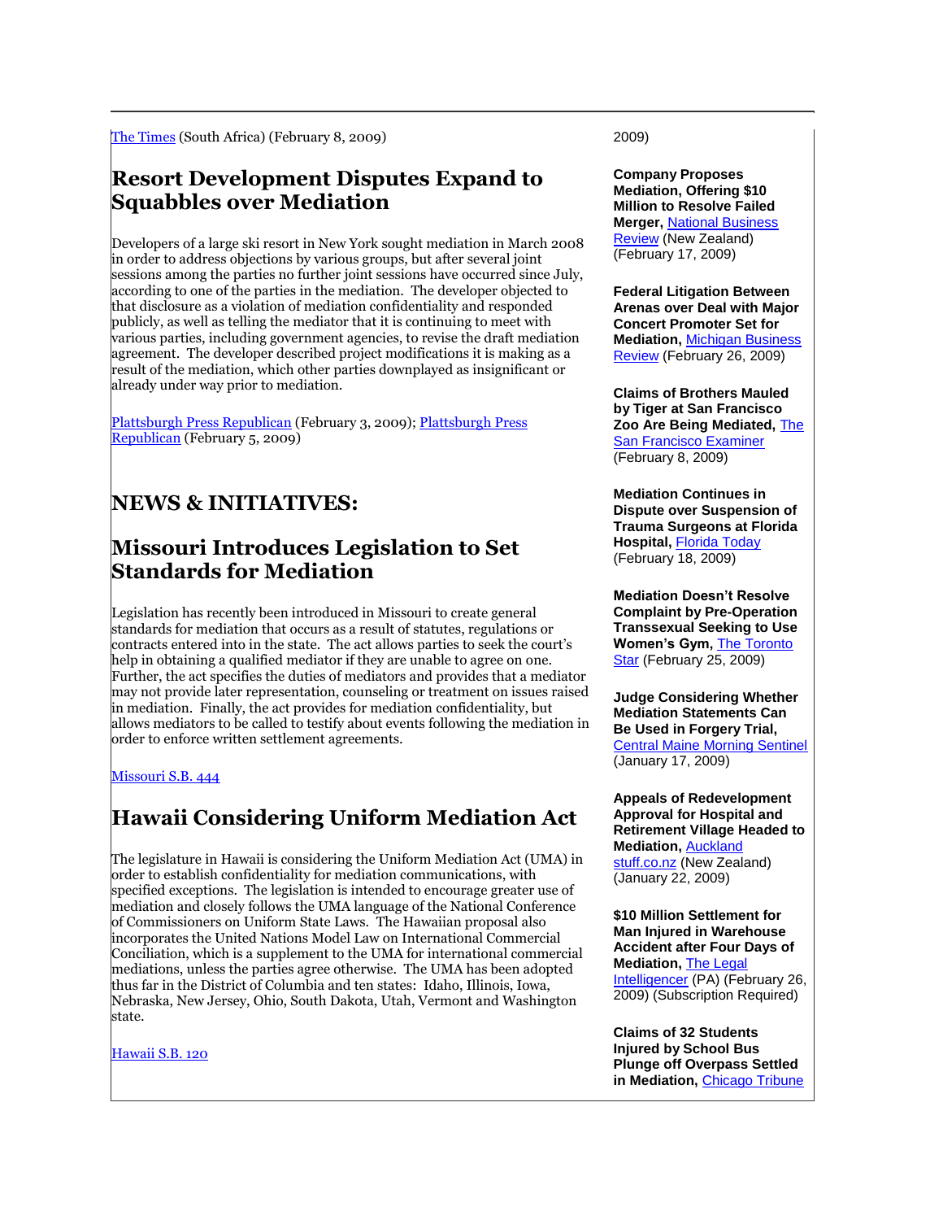The Times (South Africa) (February 8, 2009)

## Resort Development Disputes Expand to Squabbles over Mediation

Developers of a large ski resort in New York sought mediation in March 2008 in order to address objections by various groups, but after several joint sessions among the parties no further joint sessions have occurred since July, according to one of the parties in the mediation. The developer objected to that disclosure as a violation of mediation confidentiality and responded publicly, as well as telling the mediator that it is continuing to meet with various parties, including government agencies, to revise the draft mediation agreement. The developer described project modifications it is making as a result of the mediation, which other parties downplayed as insignificant or already under way prior to mediation.

Plattsburgh Press Republican (February 3, 2009); Plattsburgh Press Republican (February 5, 2009)

# NEWS & INITIATIVES:

## Missouri Introduces Legislation to Set Standards for Mediation

Legislation has recently been introduced in Missouri to create general standards for mediation that occurs as a result of statutes, regulations or contracts entered into in the state. The act allows parties to seek the court's help in obtaining a qualified mediator if they are unable to agree on one. Further, the act specifies the duties of mediators and provides that a mediator may not provide later representation, counseling or treatment on issues raised in mediation. Finally, the act provides for mediation confidentiality, but allows mediators to be called to testify about events following the mediation in order to enforce written settlement agreements.

Missouri S.B. 444

## Hawaii Considering Uniform Mediation Act

The legislature in Hawaii is considering the Uniform Mediation Act (UMA) in order to establish confidentiality for mediation communications, with specified exceptions. The legislation is intended to encourage greater use of mediation and closely follows the UMA language of the National Conference of Commissioners on Uniform State Laws. The Hawaiian proposal also incorporates the United Nations Model Law on International Commercial Conciliation, which is a supplement to the UMA for international commercial mediations, unless the parties agree otherwise. The UMA has been adopted thus far in the District of Columbia and ten states: Idaho, Illinois, Iowa, Nebraska, New Jersey, Ohio, South Dakota, Utah, Vermont and Washington state.

Hawaii S.B. 120

2009)

**Company Proposes Mediation, Offering $10 Million to Resolve Failed Merger,** National Business Review (New Zealand) (February 17, 2009)

**Federal Litigation Between Arenas over Deal with Major Concert Promoter Set for Mediation,** Michigan Business Review (February 26, 2009)

**Claims of Brothers Mauled by Tiger at San Francisco Zoo Are Being Mediated,** The San Francisco Examiner (February 8, 2009)

**Mediation Continues in Dispute over Suspension of Trauma Surgeons at Florida Hospital,** Florida Today (February 18, 2009)

**Mediation Doesn't Resolve Complaint by Pre-Operation Transsexual Seeking to Use Women's Gym,** The Toronto Star (February 25, 2009)

**Judge Considering Whether Mediation Statements Can Be Used in Forgery Trial,** Central Maine Morning Sentinel (January 17, 2009)

**Appeals of Redevelopment Approval for Hospital and Retirement Village Headed to Mediation,** Auckland stuff.co.nz (New Zealand) (January 22, 2009)

**$10 Million Settlement for Man Injured in Warehouse Accident after Four Days of Mediation,** The Legal Intelligencer (PA) (February 26, 2009) (Subscription Required)

**Claims of 32 Students Injured by School Bus Plunge off Overpass Settled in Mediation,** Chicago Tribune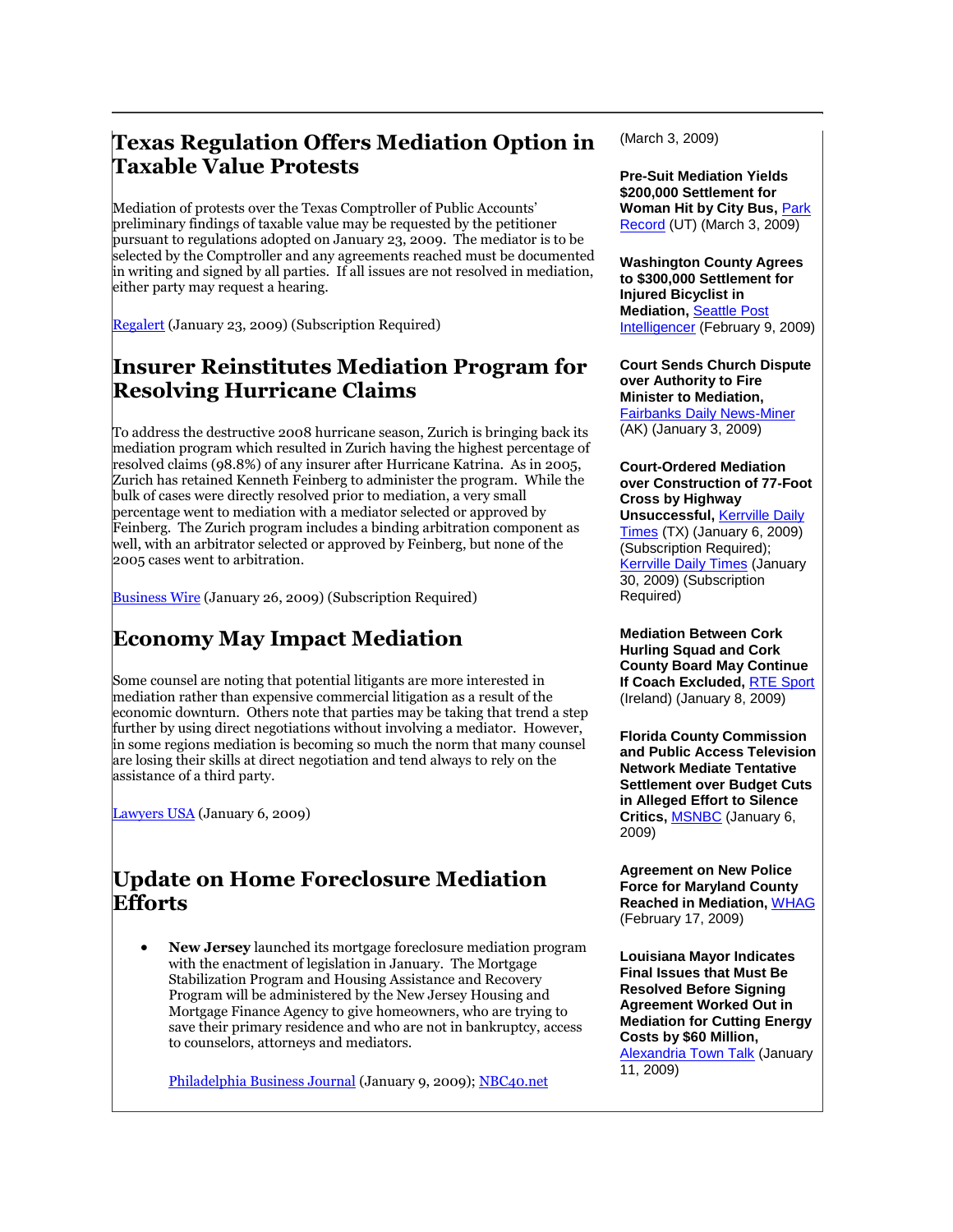## Texas Regulation Offers Mediation Option in Taxable Value Protests

Mediation of protests over the Texas Comptroller of Public Accounts' preliminary findings of taxable value may be requested by the petitioner pursuant to regulations adopted on January 23, 2009. The mediator is to be selected by the Comptroller and any agreements reached must be documented in writing and signed by all parties. If all issues are not resolved in mediation, either party may request a hearing.

Regalert (January 23, 2009) (Subscription Required)

## Insurer Reinstitutes Mediation Program for Resolving Hurricane Claims

To address the destructive 2008 hurricane season, Zurich is bringing back its mediation program which resulted in Zurich having the highest percentage of resolved claims (98.8%) of any insurer after Hurricane Katrina. As in 2005, Zurich has retained Kenneth Feinberg to administer the program. While the bulk of cases were directly resolved prior to mediation, a very small percentage went to mediation with a mediator selected or approved by Feinberg. The Zurich program includes a binding arbitration component as well, with an arbitrator selected or approved by Feinberg, but none of the 2005 cases went to arbitration.

Business Wire (January 26, 2009) (Subscription Required)

## Economy May Impact Mediation

Some counsel are noting that potential litigants are more interested in mediation rather than expensive commercial litigation as a result of the economic downturn. Others note that parties may be taking that trend a step further by using direct negotiations without involving a mediator. However, in some regions mediation is becoming so much the norm that many counsel are losing their skills at direct negotiation and tend always to rely on the assistance of a third party.

Lawyers USA (January 6, 2009)

## Update on Home Foreclosure Mediation Efforts

- **New Jersey** launched its mortgage foreclosure mediation program with the enactment of legislation in January. The Mortgage Stabilization Program and Housing Assistance and Recovery Program will be administered by the New Jersey Housing and Mortgage Finance Agency to give homeowners, who are trying to save their primary residence and who are not in bankruptcy, access to counselors, attorneys and mediators.

  Philadelphia Business Journal (January 9, 2009); NBC40.net

(March 3, 2009)

**Pre-Suit Mediation Yields $200,000 Settlement for Woman Hit by City Bus,** Park Record (UT) (March 3, 2009)

**Washington County Agrees to $300,000 Settlement for Injured Bicyclist in Mediation,** Seattle Post Intelligencer (February 9, 2009)

**Court Sends Church Dispute over Authority to Fire Minister to Mediation,** Fairbanks Daily News-Miner (AK) (January 3, 2009)

**Court-Ordered Mediation over Construction of 77-Foot Cross by Highway Unsuccessful,** Kerrville Daily Times (TX) (January 6, 2009) (Subscription Required); Kerrville Daily Times (January 30, 2009) (Subscription Required)

**Mediation Between Cork Hurling Squad and Cork County Board May Continue If Coach Excluded,** RTE Sport (Ireland) (January 8, 2009)

**Florida County Commission and Public Access Television Network Mediate Tentative Settlement over Budget Cuts in Alleged Effort to Silence Critics,** MSNBC (January 6, 2009)

**Agreement on New Police Force for Maryland County Reached in Mediation,** WHAG (February 17, 2009)

**Louisiana Mayor Indicates Final Issues that Must Be Resolved Before Signing Agreement Worked Out in Mediation for Cutting Energy Costs by $60 Million,** Alexandria Town Talk (January 11, 2009)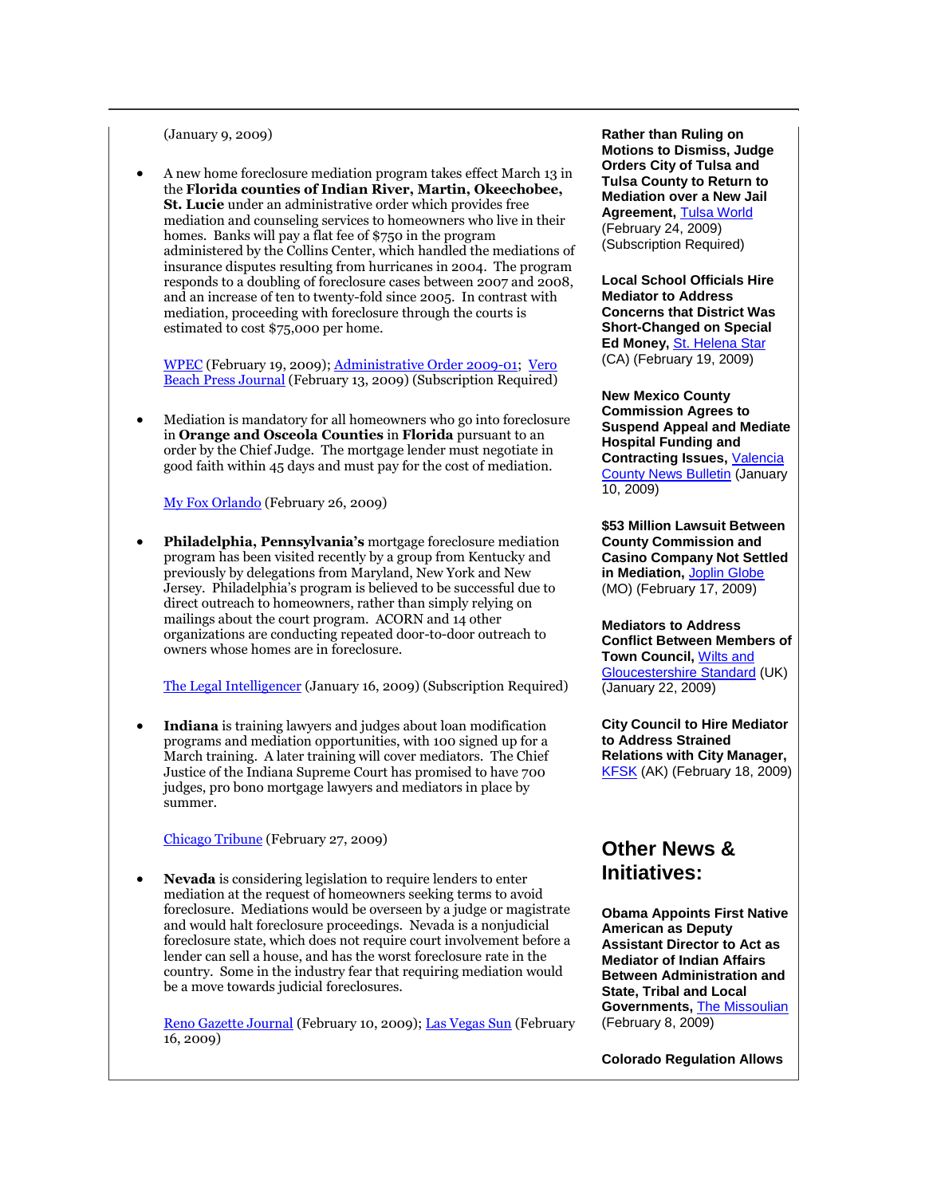(January 9, 2009)

- A new home foreclosure mediation program takes effect March 13 in the **Florida counties of Indian River, Martin, Okeechobee, St. Lucie** under an administrative order which provides free mediation and counseling services to homeowners who live in their homes. Banks will pay a flat fee of $750 in the program administered by the Collins Center, which handled the mediations of insurance disputes resulting from hurricanes in 2004. The program responds to a doubling of foreclosure cases between 2007 and 2008, and an increase of ten to twenty-fold since 2005. In contrast with mediation, proceeding with foreclosure through the courts is estimated to cost $75,000 per home.

  WPEC (February 19, 2009); Administrative Order 2009-01; Vero Beach Press Journal (February 13, 2009) (Subscription Required)

- Mediation is mandatory for all homeowners who go into foreclosure in **Orange and Osceola Counties** in **Florida** pursuant to an order by the Chief Judge. The mortgage lender must negotiate in good faith within 45 days and must pay for the cost of mediation.

  My Fox Orlando (February 26, 2009)

- **Philadelphia, Pennsylvania's** mortgage foreclosure mediation program has been visited recently by a group from Kentucky and previously by delegations from Maryland, New York and New Jersey. Philadelphia's program is believed to be successful due to direct outreach to homeowners, rather than simply relying on mailings about the court program. ACORN and 14 other organizations are conducting repeated door-to-door outreach to owners whose homes are in foreclosure.

  The Legal Intelligencer (January 16, 2009) (Subscription Required)

- **Indiana** is training lawyers and judges about loan modification programs and mediation opportunities, with 100 signed up for a March training. A later training will cover mediators. The Chief Justice of the Indiana Supreme Court has promised to have 700 judges, pro bono mortgage lawyers and mediators in place by summer.

  Chicago Tribune (February 27, 2009)

- **Nevada** is considering legislation to require lenders to enter mediation at the request of homeowners seeking terms to avoid foreclosure. Mediations would be overseen by a judge or magistrate and would halt foreclosure proceedings. Nevada is a nonjudicial foreclosure state, which does not require court involvement before a lender can sell a house, and has the worst foreclosure rate in the country. Some in the industry fear that requiring mediation would be a move towards judicial foreclosures.

  Reno Gazette Journal (February 10, 2009); Las Vegas Sun (February 16, 2009)

**Rather than Ruling on Motions to Dismiss, Judge Orders City of Tulsa and Tulsa County to Return to Mediation over a New Jail Agreement,** Tulsa World (February 24, 2009) (Subscription Required)

**Local School Officials Hire Mediator to Address Concerns that District Was Short-Changed on Special Ed Money,** St. Helena Star (CA) (February 19, 2009)

**New Mexico County Commission Agrees to Suspend Appeal and Mediate Hospital Funding and Contracting Issues,** Valencia County News Bulletin (January 10, 2009)

**$53 Million Lawsuit Between County Commission and Casino Company Not Settled in Mediation,** Joplin Globe (MO) (February 17, 2009)

**Mediators to Address Conflict Between Members of Town Council,** Wilts and Gloucestershire Standard (UK) (January 22, 2009)

**City Council to Hire Mediator to Address Strained Relations with City Manager,** KFSK (AK) (February 18, 2009)

## Other News & Initiatives:

**Obama Appoints First Native American as Deputy Assistant Director to Act as Mediator of Indian Affairs Between Administration and State, Tribal and Local Governments,** The Missoulian (February 8, 2009)

**Colorado Regulation Allows**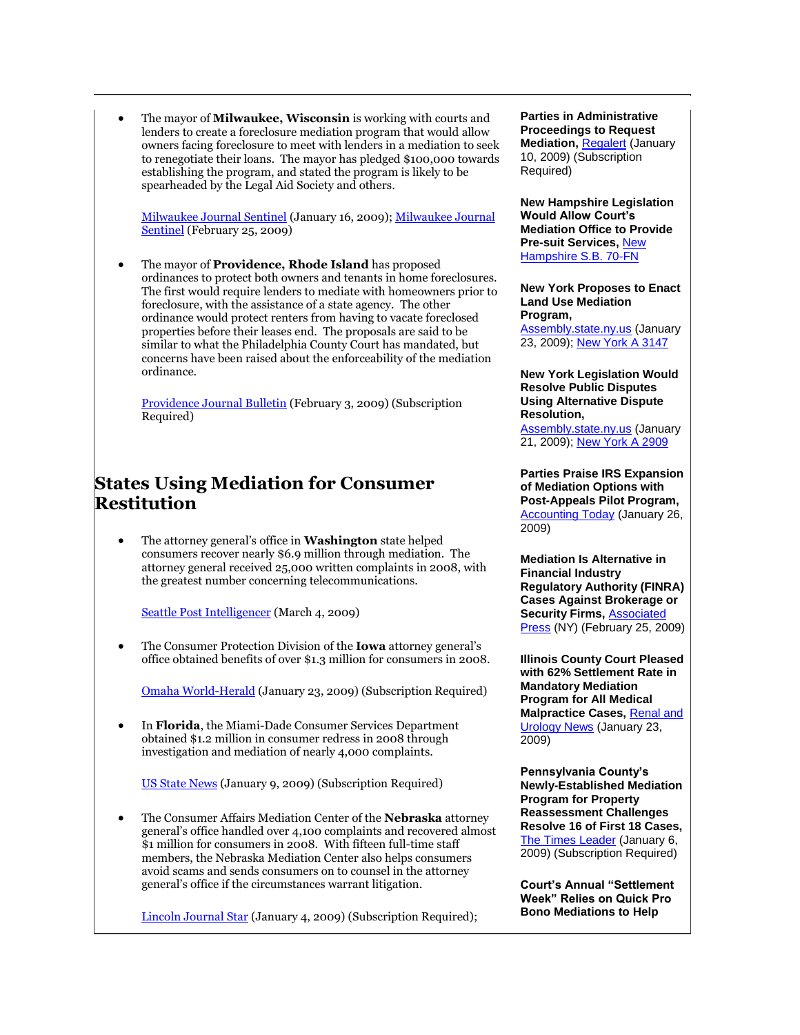- The mayor of **Milwaukee, Wisconsin** is working with courts and lenders to create a foreclosure mediation program that would allow owners facing foreclosure to meet with lenders in a mediation to seek to renegotiate their loans. The mayor has pledged $100,000 towards establishing the program, and stated the program is likely to be spearheaded by the Legal Aid Society and others.

  Milwaukee Journal Sentinel (January 16, 2009); Milwaukee Journal Sentinel (February 25, 2009)

- The mayor of **Providence, Rhode Island** has proposed ordinances to protect both owners and tenants in home foreclosures. The first would require lenders to mediate with homeowners prior to foreclosure, with the assistance of a state agency. The other ordinance would protect renters from having to vacate foreclosed properties before their leases end. The proposals are said to be similar to what the Philadelphia County Court has mandated, but concerns have been raised about the enforceability of the mediation ordinance.

  Providence Journal Bulletin (February 3, 2009) (Subscription Required)

## States Using Mediation for Consumer Restitution

- The attorney general's office in **Washington** state helped consumers recover nearly $6.9 million through mediation. The attorney general received 25,000 written complaints in 2008, with the greatest number concerning telecommunications.

  Seattle Post Intelligencer (March 4, 2009)

- The Consumer Protection Division of the **Iowa** attorney general's office obtained benefits of over $1.3 million for consumers in 2008.

  Omaha World-Herald (January 23, 2009) (Subscription Required)

- In **Florida**, the Miami-Dade Consumer Services Department obtained $1.2 million in consumer redress in 2008 through investigation and mediation of nearly 4,000 complaints.

  US State News (January 9, 2009) (Subscription Required)

- The Consumer Affairs Mediation Center of the **Nebraska** attorney general's office handled over 4,100 complaints and recovered almost $1 million for consumers in 2008. With fifteen full-time staff members, the Nebraska Mediation Center also helps consumers avoid scams and sends consumers on to counsel in the attorney general's office if the circumstances warrant litigation.

  Lincoln Journal Star (January 4, 2009) (Subscription Required);

**Parties in Administrative Proceedings to Request Mediation,** Regalert (January 10, 2009) (Subscription Required)

**New Hampshire Legislation Would Allow Court's Mediation Office to Provide Pre-suit Services,** New Hampshire S.B. 70-FN

**New York Proposes to Enact Land Use Mediation Program,** Assembly.state.ny.us (January 23, 2009); New York A 3147

**New York Legislation Would Resolve Public Disputes Using Alternative Dispute Resolution,** Assembly.state.ny.us (January 21, 2009); New York A 2909

**Parties Praise IRS Expansion of Mediation Options with Post-Appeals Pilot Program,** Accounting Today (January 26, 2009)

**Mediation Is Alternative in Financial Industry Regulatory Authority (FINRA) Cases Against Brokerage or Security Firms,** Associated Press (NY) (February 25, 2009)

**Illinois County Court Pleased with 62% Settlement Rate in Mandatory Mediation Program for All Medical Malpractice Cases,** Renal and Urology News (January 23, 2009)

**Pennsylvania County's Newly-Established Mediation Program for Property Reassessment Challenges Resolve 16 of First 18 Cases,** The Times Leader (January 6, 2009) (Subscription Required)

**Court's Annual "Settlement Week" Relies on Quick Pro Bono Mediations to Help**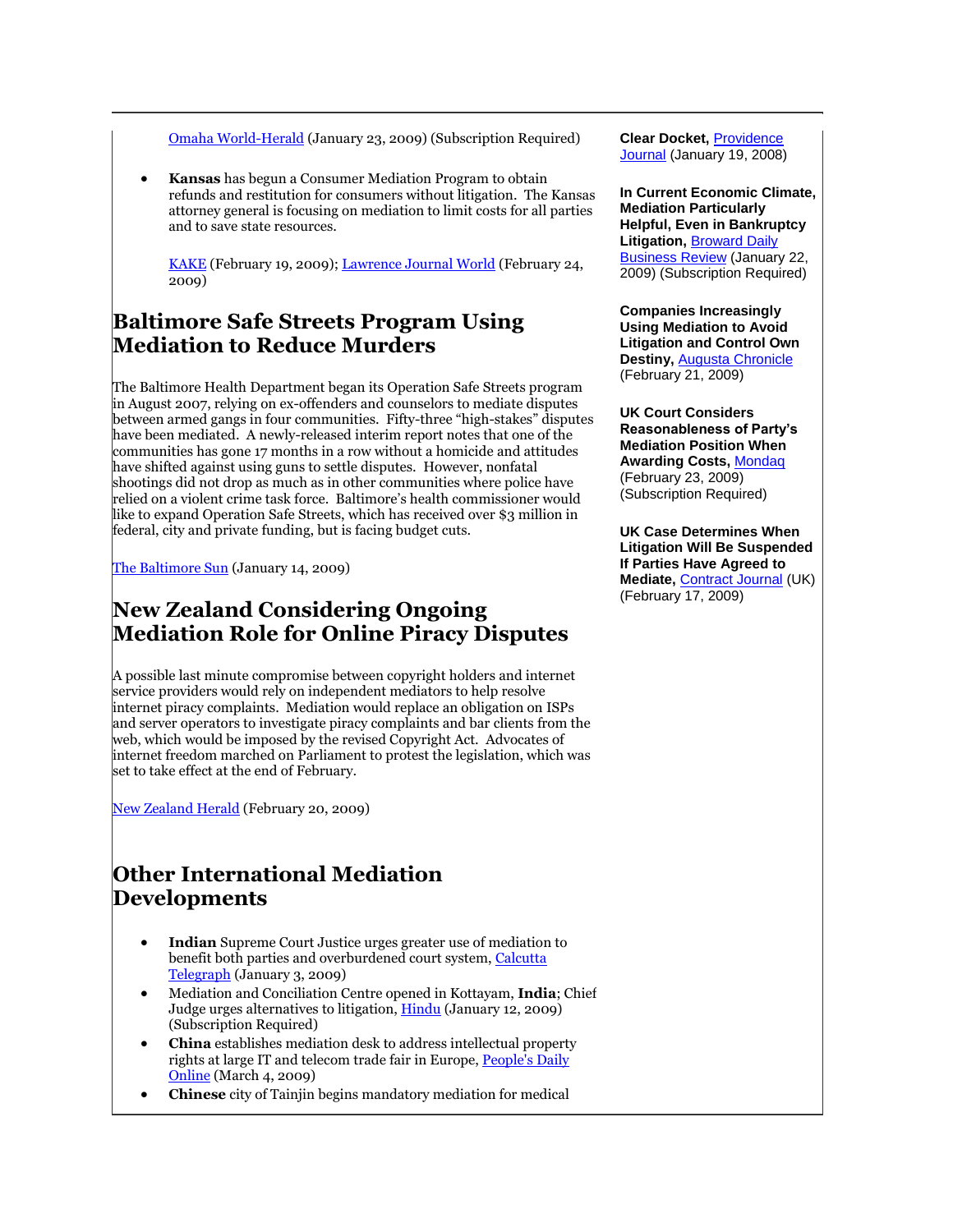[Omaha World-Herald](#) (January 23, 2009) (Subscription Required)

- **Kansas** has begun a Consumer Mediation Program to obtain refunds and restitution for consumers without litigation. The Kansas attorney general is focusing on mediation to limit costs for all parties and to save state resources.

  [KAKE](#) (February 19, 2009); [Lawrence Journal World](#) (February 24, 2009)

## Baltimore Safe Streets Program Using Mediation to Reduce Murders

The Baltimore Health Department began its Operation Safe Streets program in August 2007, relying on ex-offenders and counselors to mediate disputes between armed gangs in four communities. Fifty-three "high-stakes" disputes have been mediated. A newly-released interim report notes that one of the communities has gone 17 months in a row without a homicide and attitudes have shifted against using guns to settle disputes. However, nonfatal shootings did not drop as much as in other communities where police have relied on a violent crime task force. Baltimore's health commissioner would like to expand Operation Safe Streets, which has received over $3 million in federal, city and private funding, but is facing budget cuts.

[The Baltimore Sun](#) (January 14, 2009)

## New Zealand Considering Ongoing Mediation Role for Online Piracy Disputes

A possible last minute compromise between copyright holders and internet service providers would rely on independent mediators to help resolve internet piracy complaints. Mediation would replace an obligation on ISPs and server operators to investigate piracy complaints and bar clients from the web, which would be imposed by the revised Copyright Act. Advocates of internet freedom marched on Parliament to protest the legislation, which was set to take effect at the end of February.

[New Zealand Herald](#) (February 20, 2009)

## Other International Mediation Developments

- **Indian** Supreme Court Justice urges greater use of mediation to benefit both parties and overburdened court system, [Calcutta Telegraph](#) (January 3, 2009)
- Mediation and Conciliation Centre opened in Kottayam, **India**; Chief Judge urges alternatives to litigation, [Hindu](#) (January 12, 2009) (Subscription Required)
- **China** establishes mediation desk to address intellectual property rights at large IT and telecom trade fair in Europe, [People's Daily Online](#) (March 4, 2009)
- **Chinese** city of Tainjin begins mandatory mediation for medical

**Clear Docket,** [Providence Journal](#) (January 19, 2008)

**In Current Economic Climate, Mediation Particularly Helpful, Even in Bankruptcy Litigation,** [Broward Daily Business Review](#) (January 22, 2009) (Subscription Required)

**Companies Increasingly Using Mediation to Avoid Litigation and Control Own Destiny,** [Augusta Chronicle](#) (February 21, 2009)

**UK Court Considers Reasonableness of Party's Mediation Position When Awarding Costs,** [Mondaq](#) (February 23, 2009) (Subscription Required)

**UK Case Determines When Litigation Will Be Suspended If Parties Have Agreed to Mediate,** [Contract Journal](#) (UK) (February 17, 2009)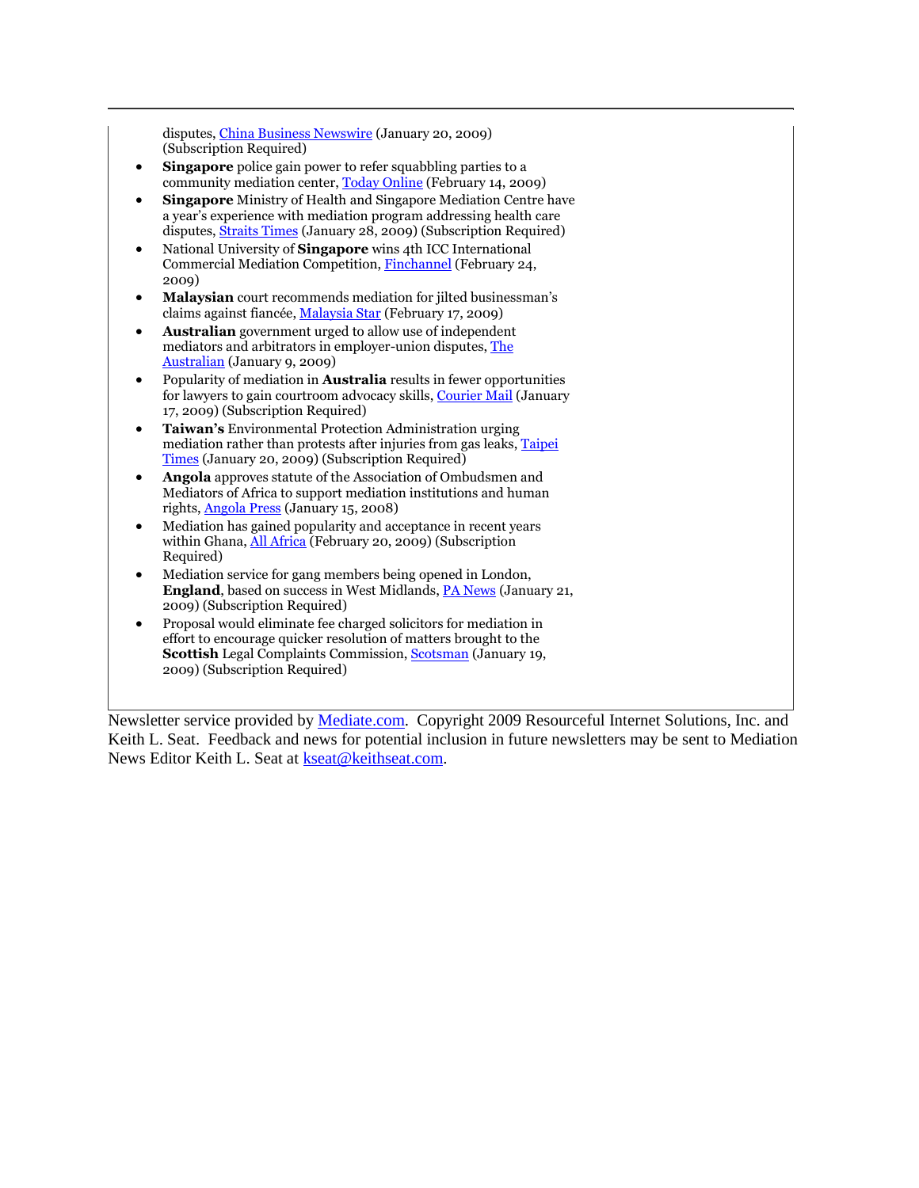disputes, China Business Newswire (January 20, 2009) (Subscription Required)

- **Singapore** police gain power to refer squabbling parties to a community mediation center, Today Online (February 14, 2009)
- **Singapore** Ministry of Health and Singapore Mediation Centre have a year's experience with mediation program addressing health care disputes, Straits Times (January 28, 2009) (Subscription Required)
- National University of **Singapore** wins 4th ICC International Commercial Mediation Competition, Finchannel (February 24, 2009)
- **Malaysian** court recommends mediation for jilted businessman's claims against fiancée, Malaysia Star (February 17, 2009)
- **Australian** government urged to allow use of independent mediators and arbitrators in employer-union disputes, The Australian (January 9, 2009)
- Popularity of mediation in **Australia** results in fewer opportunities for lawyers to gain courtroom advocacy skills, Courier Mail (January 17, 2009) (Subscription Required)
- **Taiwan's** Environmental Protection Administration urging mediation rather than protests after injuries from gas leaks, Taipei Times (January 20, 2009) (Subscription Required)
- **Angola** approves statute of the Association of Ombudsmen and Mediators of Africa to support mediation institutions and human rights, Angola Press (January 15, 2008)
- Mediation has gained popularity and acceptance in recent years within Ghana, All Africa (February 20, 2009) (Subscription Required)
- Mediation service for gang members being opened in London, **England**, based on success in West Midlands, PA News (January 21, 2009) (Subscription Required)
- Proposal would eliminate fee charged solicitors for mediation in effort to encourage quicker resolution of matters brought to the **Scottish** Legal Complaints Commission, Scotsman (January 19, 2009) (Subscription Required)

Newsletter service provided by Mediate.com. Copyright 2009 Resourceful Internet Solutions, Inc. and Keith L. Seat. Feedback and news for potential inclusion in future newsletters may be sent to Mediation News Editor Keith L. Seat at kseat@keithseat.com.